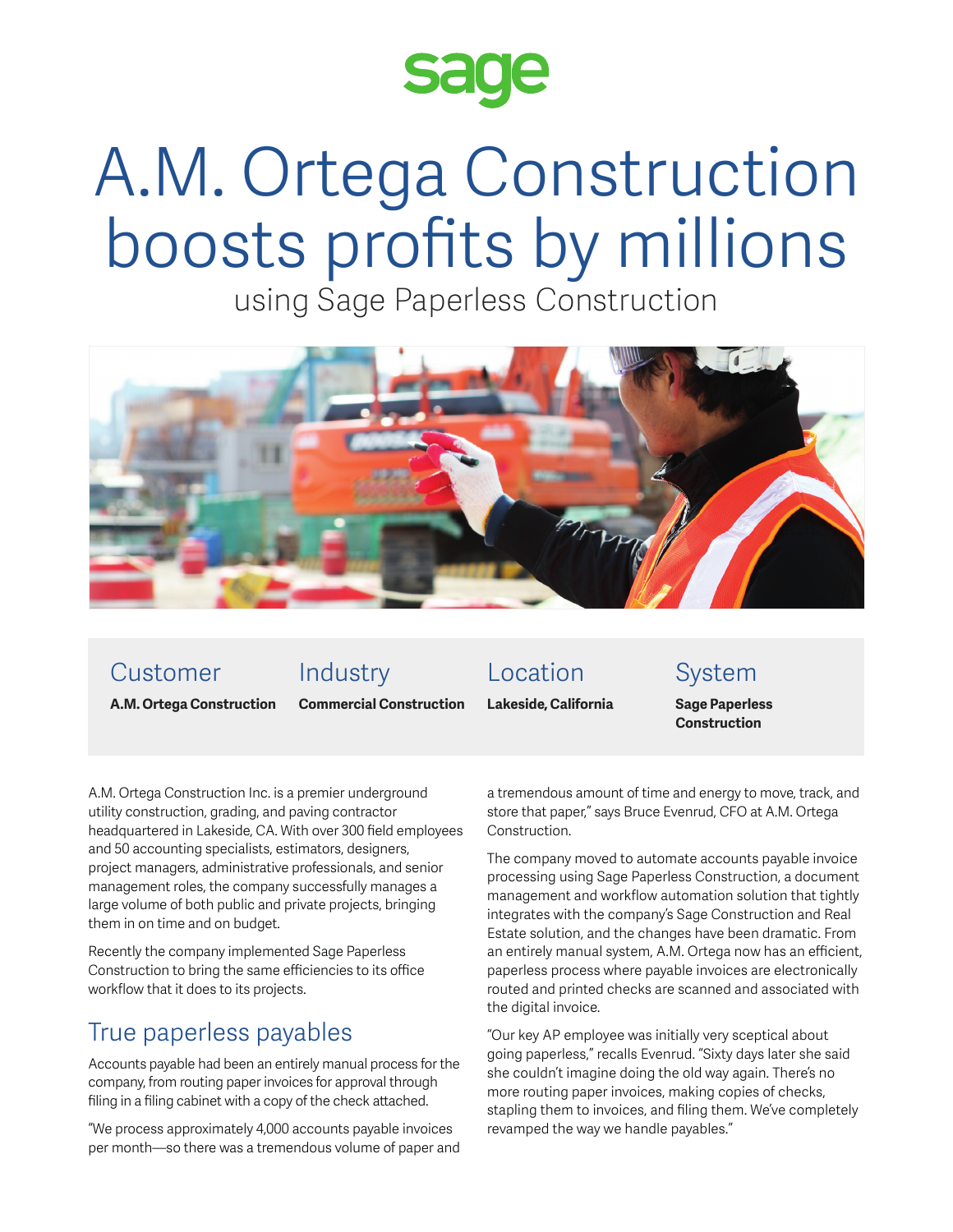sage

# A.M. Ortega Construction boosts profits by millions

using Sage Paperless Construction

| Customer | Industry | Location | System |
| --- | --- | --- | --- |
| **A.M. Ortega Construction** | **Commercial Construction** | **Lakeside, California** | **Sage Paperless Construction** |

A.M. Ortega Construction Inc. is a premier underground utility construction, grading, and paving contractor headquartered in Lakeside, CA. With over 300 field employees and 50 accounting specialists, estimators, designers, project managers, administrative professionals, and senior management roles, the company successfully manages a large volume of both public and private projects, bringing them in on time and on budget.

Recently the company implemented Sage Paperless Construction to bring the same efficiencies to its office workflow that it does to its projects.

## True paperless payables

Accounts payable had been an entirely manual process for the company, from routing paper invoices for approval through filing in a filing cabinet with a copy of the check attached.

"We process approximately 4,000 accounts payable invoices per month—so there was a tremendous volume of paper and a tremendous amount of time and energy to move, track, and store that paper," says Bruce Evenrud, CFO at A.M. Ortega Construction.

The company moved to automate accounts payable invoice processing using Sage Paperless Construction, a document management and workflow automation solution that tightly integrates with the company's Sage Construction and Real Estate solution, and the changes have been dramatic. From an entirely manual system, A.M. Ortega now has an efficient, paperless process where payable invoices are electronically routed and printed checks are scanned and associated with the digital invoice.

"Our key AP employee was initially very sceptical about going paperless," recalls Evenrud. "Sixty days later she said she couldn't imagine doing the old way again. There's no more routing paper invoices, making copies of checks, stapling them to invoices, and filing them. We've completely revamped the way we handle payables."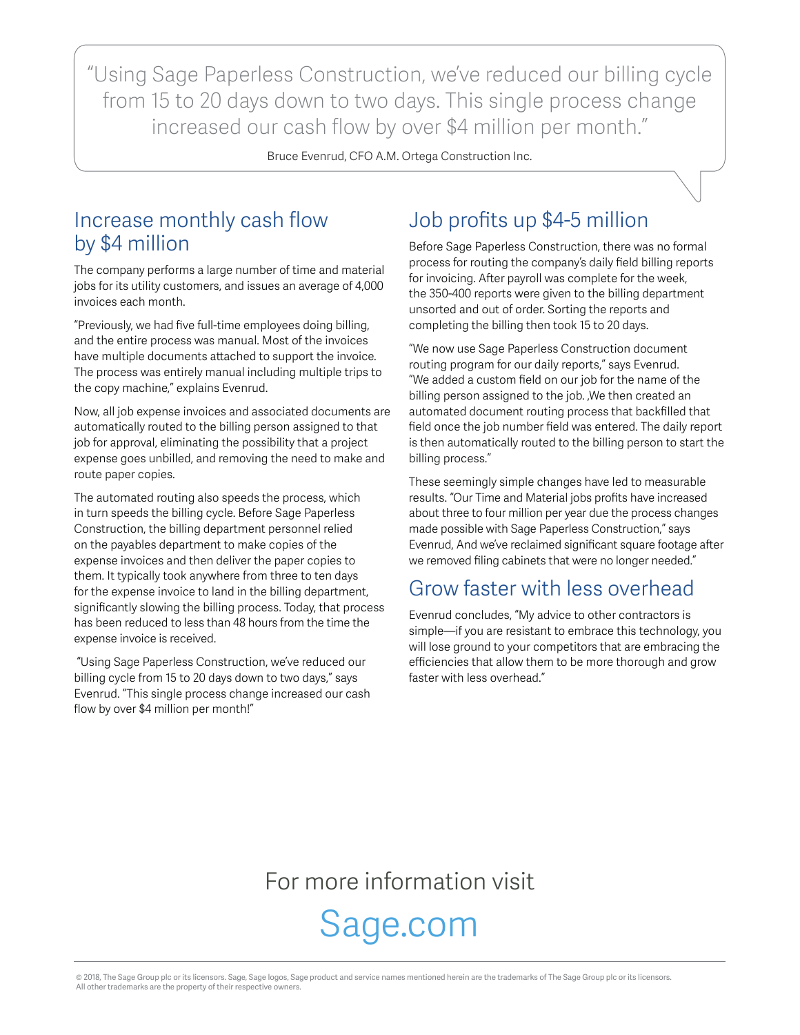> "Using Sage Paperless Construction, we've reduced our billing cycle from 15 to 20 days down to two days. This single process change increased our cash flow by over $4 million per month."
>
> Bruce Evenrud, CFO A.M. Ortega Construction Inc.

## Increase monthly cash flow by $4 million

The company performs a large number of time and material jobs for its utility customers, and issues an average of 4,000 invoices each month.

"Previously, we had five full-time employees doing billing, and the entire process was manual. Most of the invoices have multiple documents attached to support the invoice. The process was entirely manual including multiple trips to the copy machine," explains Evenrud.

Now, all job expense invoices and associated documents are automatically routed to the billing person assigned to that job for approval, eliminating the possibility that a project expense goes unbilled, and removing the need to make and route paper copies.

The automated routing also speeds the process, which in turn speeds the billing cycle. Before Sage Paperless Construction, the billing department personnel relied on the payables department to make copies of the expense invoices and then deliver the paper copies to them. It typically took anywhere from three to ten days for the expense invoice to land in the billing department, significantly slowing the billing process. Today, that process has been reduced to less than 48 hours from the time the expense invoice is received.

"Using Sage Paperless Construction, we've reduced our billing cycle from 15 to 20 days down to two days," says Evenrud. "This single process change increased our cash flow by over $4 million per month!"

## Job profits up $4-5 million

Before Sage Paperless Construction, there was no formal process for routing the company's daily field billing reports for invoicing. After payroll was complete for the week, the 350-400 reports were given to the billing department unsorted and out of order. Sorting the reports and completing the billing then took 15 to 20 days.

"We now use Sage Paperless Construction document routing program for our daily reports," says Evenrud. "We added a custom field on our job for the name of the billing person assigned to the job. ,We then created an automated document routing process that backfilled that field once the job number field was entered. The daily report is then automatically routed to the billing person to start the billing process."

These seemingly simple changes have led to measurable results. "Our Time and Material jobs profits have increased about three to four million per year due the process changes made possible with Sage Paperless Construction," says Evenrud, And we've reclaimed significant square footage after we removed filing cabinets that were no longer needed."

## Grow faster with less overhead

Evenrud concludes, "My advice to other contractors is simple—if you are resistant to embrace this technology, you will lose ground to your competitors that are embracing the efficiencies that allow them to be more thorough and grow faster with less overhead."

For more information visit

Sage.com

© 2018, The Sage Group plc or its licensors. Sage, Sage logos, Sage product and service names mentioned herein are the trademarks of The Sage Group plc or its licensors. All other trademarks are the property of their respective owners.